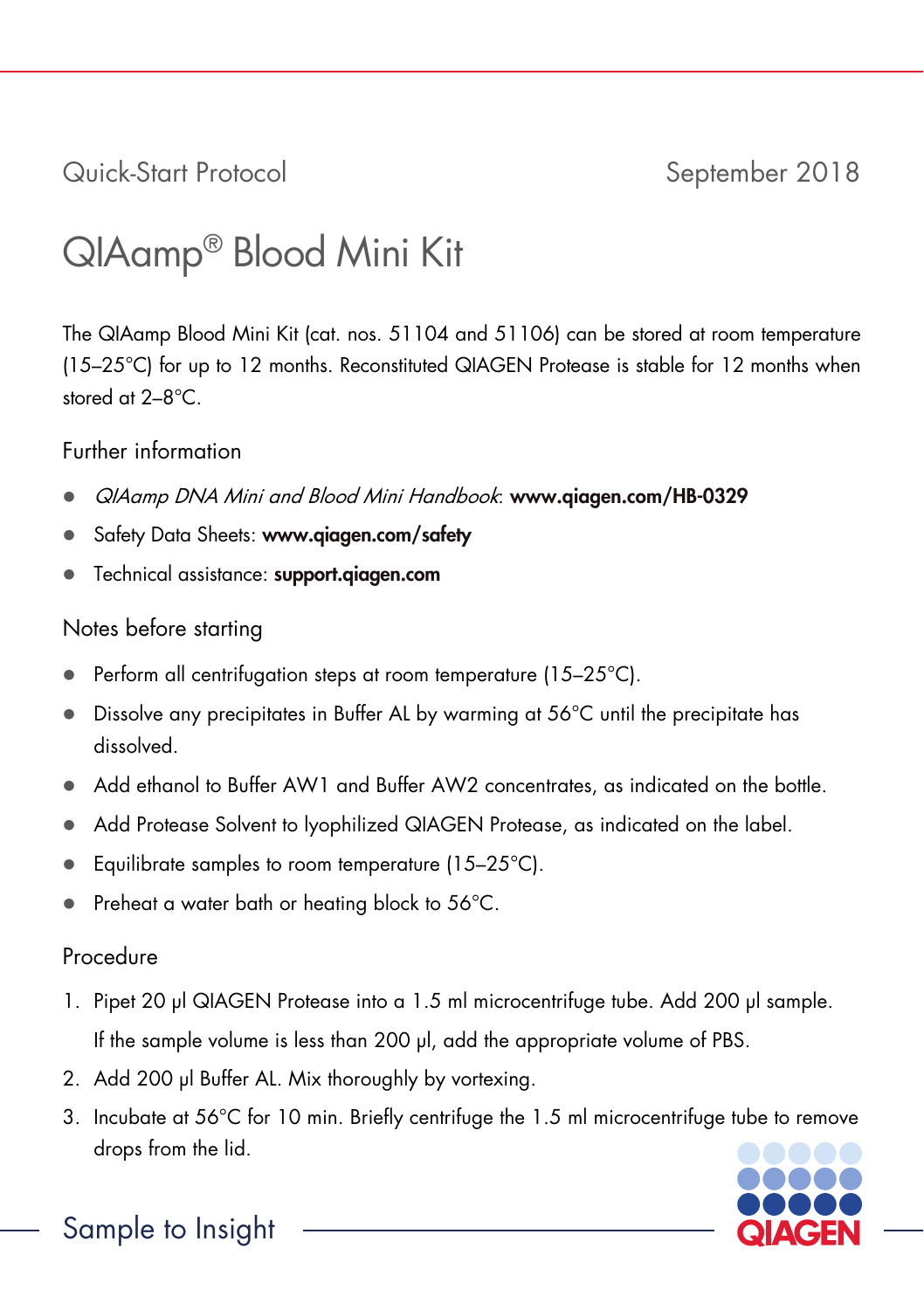Quick-Start Protocol

September 2018

# QIAamp® Blood Mini Kit

The QIAamp Blood Mini Kit (cat. nos. 51104 and 51106) can be stored at room temperature (15–25°C) for up to 12 months. Reconstituted QIAGEN Protease is stable for 12 months when stored at 2–8°C.

## Further information

- *QIAamp DNA Mini and Blood Mini Handbook*: **www.qiagen.com/HB-0329**
- Safety Data Sheets: **www.qiagen.com/safety**
- Technical assistance: **support.qiagen.com**

## Notes before starting

- Perform all centrifugation steps at room temperature (15–25°C).
- Dissolve any precipitates in Buffer AL by warming at 56°C until the precipitate has dissolved.
- Add ethanol to Buffer AW1 and Buffer AW2 concentrates, as indicated on the bottle.
- Add Protease Solvent to lyophilized QIAGEN Protease, as indicated on the label.
- Equilibrate samples to room temperature (15–25°C).
- Preheat a water bath or heating block to 56°C.

## Procedure

1. Pipet 20 µl QIAGEN Protease into a 1.5 ml microcentrifuge tube. Add 200 µl sample. If the sample volume is less than 200 µl, add the appropriate volume of PBS.
2. Add 200 µl Buffer AL. Mix thoroughly by vortexing.
3. Incubate at 56°C for 10 min. Briefly centrifuge the 1.5 ml microcentrifuge tube to remove drops from the lid.

Sample to Insight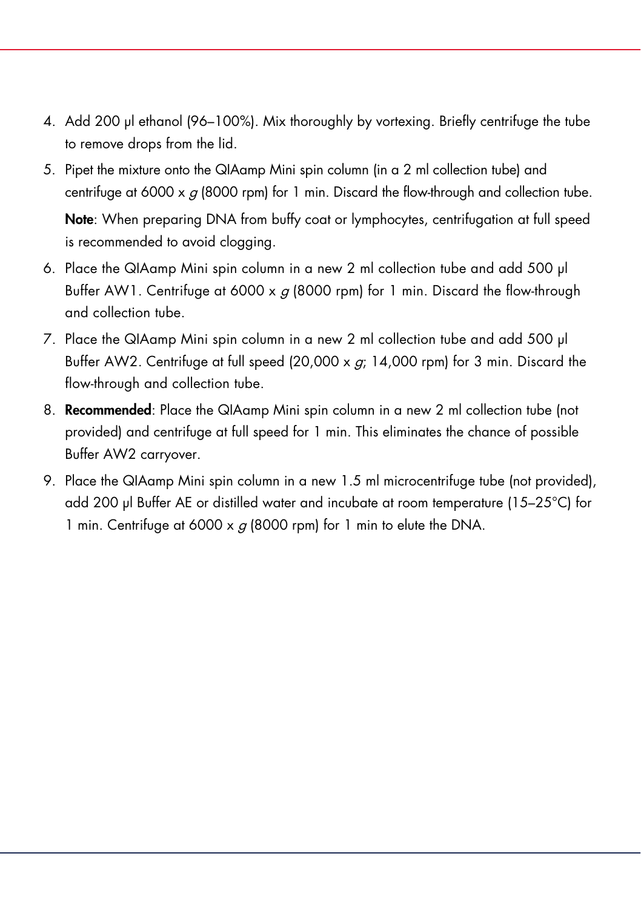4. Add 200 µl ethanol (96–100%). Mix thoroughly by vortexing. Briefly centrifuge the tube to remove drops from the lid.
5. Pipet the mixture onto the QIAamp Mini spin column (in a 2 ml collection tube) and centrifuge at 6000 x *g* (8000 rpm) for 1 min. Discard the flow-through and collection tube.

   **Note**: When preparing DNA from buffy coat or lymphocytes, centrifugation at full speed is recommended to avoid clogging.
6. Place the QIAamp Mini spin column in a new 2 ml collection tube and add 500 µl Buffer AW1. Centrifuge at 6000 x *g* (8000 rpm) for 1 min. Discard the flow-through and collection tube.
7. Place the QIAamp Mini spin column in a new 2 ml collection tube and add 500 µl Buffer AW2. Centrifuge at full speed (20,000 x *g*; 14,000 rpm) for 3 min. Discard the flow-through and collection tube.
8. **Recommended**: Place the QIAamp Mini spin column in a new 2 ml collection tube (not provided) and centrifuge at full speed for 1 min. This eliminates the chance of possible Buffer AW2 carryover.
9. Place the QIAamp Mini spin column in a new 1.5 ml microcentrifuge tube (not provided), add 200 µl Buffer AE or distilled water and incubate at room temperature (15–25°C) for 1 min. Centrifuge at 6000 x *g* (8000 rpm) for 1 min to elute the DNA.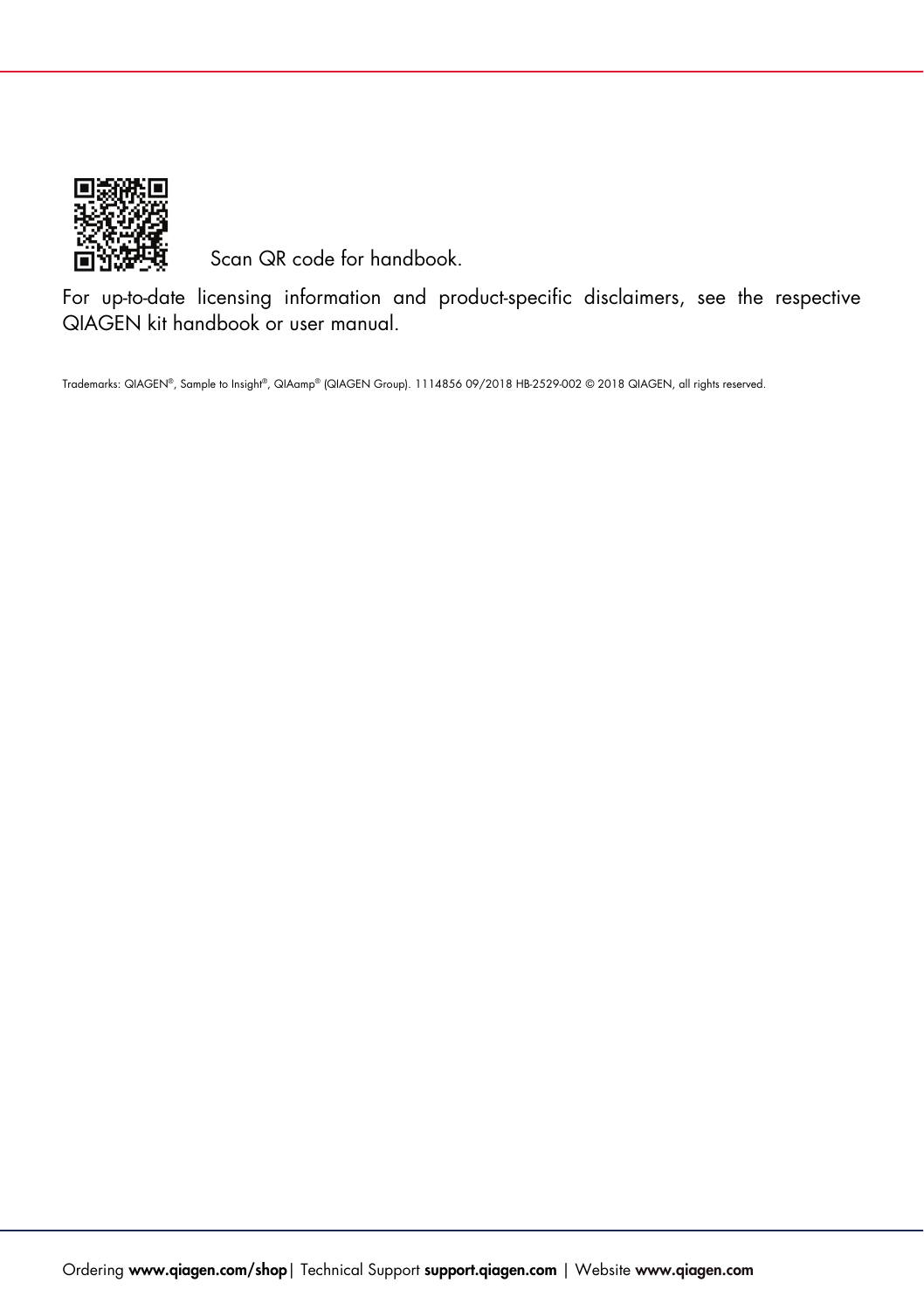Scan QR code for handbook.

For up-to-date licensing information and product-specific disclaimers, see the respective QIAGEN kit handbook or user manual.

Trademarks: QIAGEN®, Sample to Insight®, QIAamp® (QIAGEN Group). 1114856 09/2018 HB-2529-002 © 2018 QIAGEN, all rights reserved.

Ordering **www.qiagen.com/shop** | Technical Support **support.qiagen.com** | Website **www.qiagen.com**